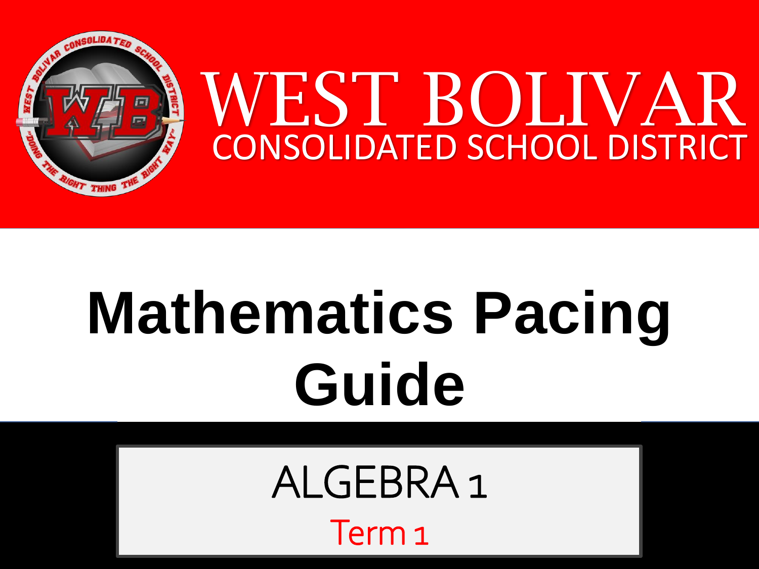# WEST BOLIVAR

## CONSOLIDATED SCHOOL DISTRICT

# Mathematics Pacing Guide

## ALGEBRA 1

### Term 1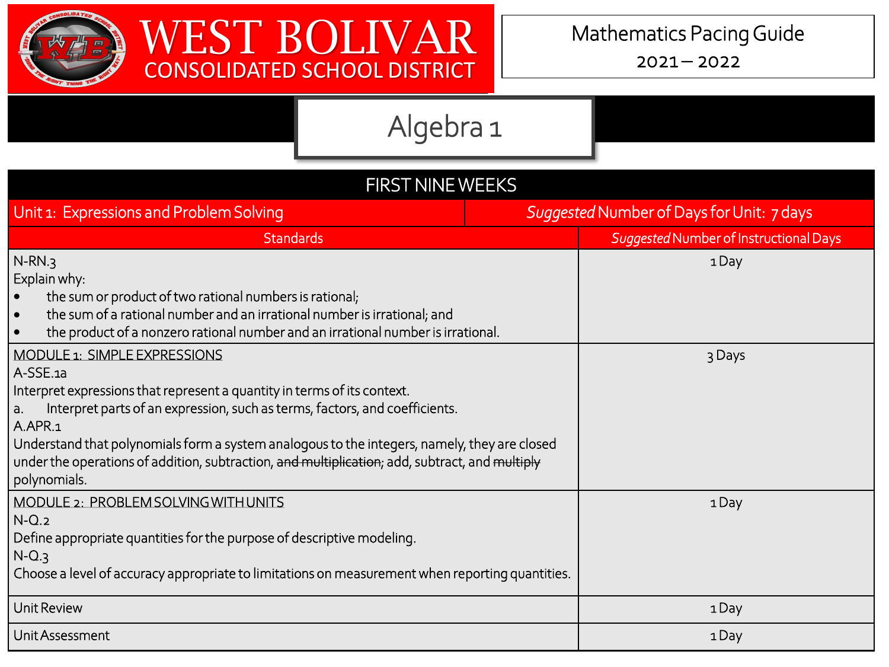# WEST BOLIVAR CONSOLIDATED SCHOOL DISTRICT

Mathematics Pacing Guide
2021 – 2022

## Algebra 1

| FIRST NINE WEEKS | |
|---|---|
| Unit 1: Expressions and Problem Solving | *Suggested* Number of Days for Unit: 7 days |
| Standards | *Suggested* Number of Instructional Days |
| N-RN.3<br>Explain why:<br>• the sum or product of two rational numbers is rational;<br>• the sum of a rational number and an irrational number is irrational; and<br>• the product of a nonzero rational number and an irrational number is irrational. | 1 Day |
| MODULE 1: SIMPLE EXPRESSIONS<br>A-SSE.1a<br>Interpret expressions that represent a quantity in terms of its context.<br>a. Interpret parts of an expression, such as terms, factors, and coefficients.<br>A.APR.1<br>Understand that polynomials form a system analogous to the integers, namely, they are closed under the operations of addition, subtraction, ~~and multiplication~~; add, subtract, and ~~multiply~~ polynomials. | 3 Days |
| MODULE 2: PROBLEM SOLVING WITH UNITS<br>N-Q.2<br>Define appropriate quantities for the purpose of descriptive modeling.<br>N-Q.3<br>Choose a level of accuracy appropriate to limitations on measurement when reporting quantities. | 1 Day |
| Unit Review | 1 Day |
| Unit Assessment | 1 Day |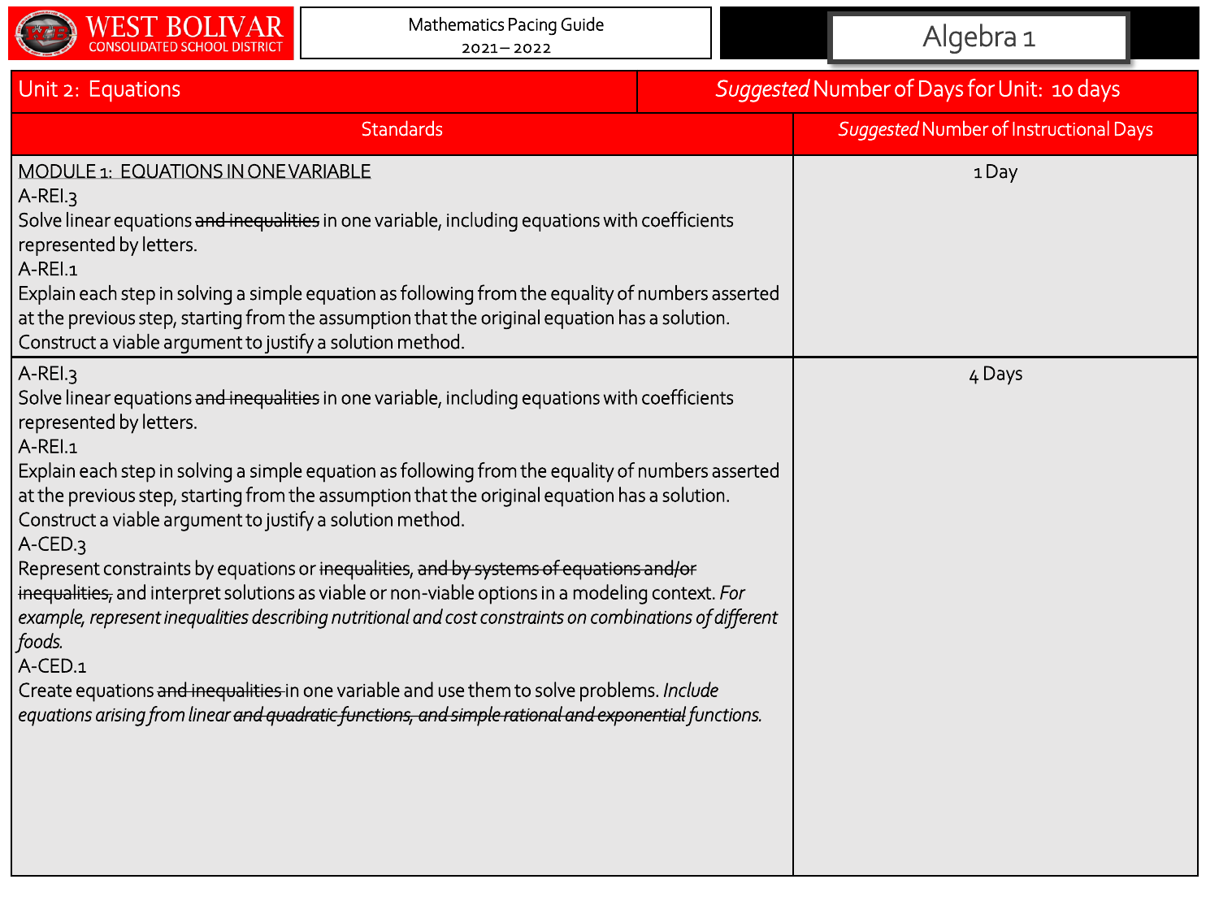WEST BOLIVAR CONSOLIDATED SCHOOL DISTRICT

Mathematics Pacing Guide 2021 – 2022

Algebra 1

| Unit 2: Equations | *Suggested* Number of Days for Unit: 10 days |
|---|---|
| **Standards** | ***Suggested* Number of Instructional Days** |
| MODULE 1: EQUATIONS IN ONE VARIABLE<br>A-REI.3<br>Solve linear equations ~~and inequalities~~ in one variable, including equations with coefficients represented by letters.<br>A-REI.1<br>Explain each step in solving a simple equation as following from the equality of numbers asserted at the previous step, starting from the assumption that the original equation has a solution. Construct a viable argument to justify a solution method. | 1 Day |
| A-REI.3<br>Solve linear equations ~~and inequalities~~ in one variable, including equations with coefficients represented by letters.<br>A-REI.1<br>Explain each step in solving a simple equation as following from the equality of numbers asserted at the previous step, starting from the assumption that the original equation has a solution. Construct a viable argument to justify a solution method.<br>A-CED.3<br>Represent constraints by equations or ~~inequalities, and by systems of equations and/or inequalities,~~ and interpret solutions as viable or non-viable options in a modeling context. *For example, represent inequalities describing nutritional and cost constraints on combinations of different foods.*<br>A-CED.1<br>Create equations ~~and inequalities~~ in one variable and use them to solve problems. *Include equations arising from linear ~~and quadratic functions, and simple rational and exponential~~ functions.* | 4 Days |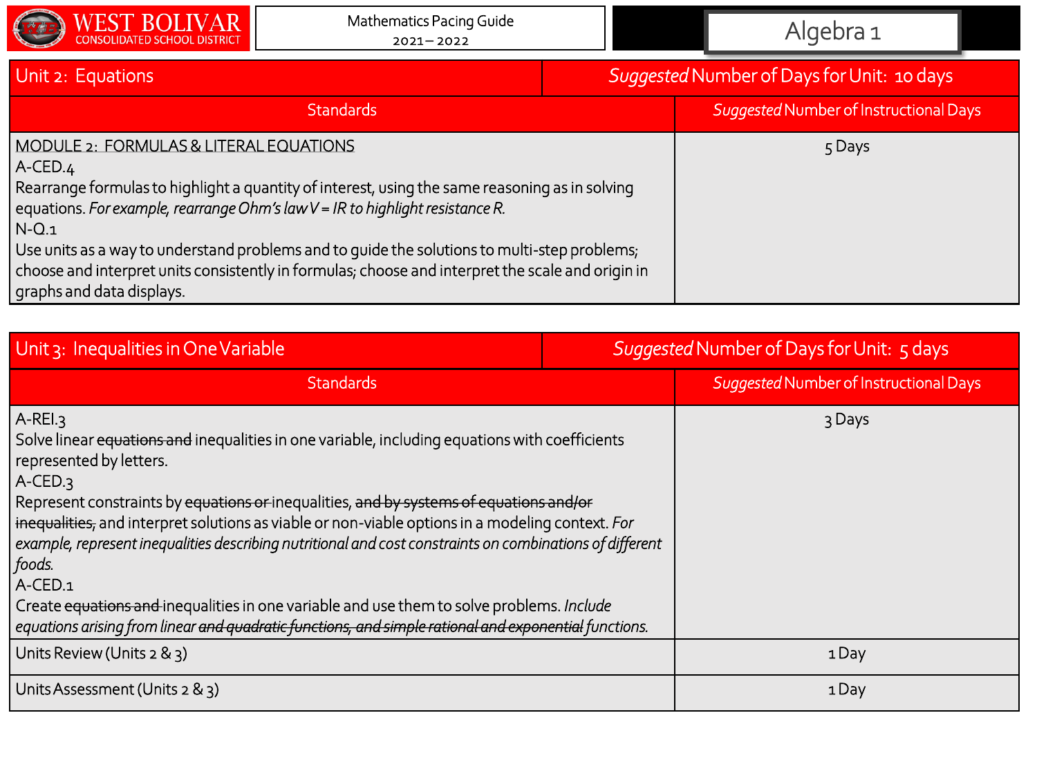WEST BOLIVAR CONSOLIDATED SCHOOL DISTRICT | Mathematics Pacing Guide 2021 – 2022 | Algebra 1

| Unit 2: Equations | *Suggested* Number of Days for Unit: 10 days |
|---|---|
| **Standards** | ***Suggested* Number of Instructional Days** |
| MODULE 2: FORMULAS & LITERAL EQUATIONS<br>A-CED.4<br>Rearrange formulas to highlight a quantity of interest, using the same reasoning as in solving equations. *For example, rearrange Ohm's law V = IR to highlight resistance R.*<br>N-Q.1<br>Use units as a way to understand problems and to guide the solutions to multi-step problems; choose and interpret units consistently in formulas; choose and interpret the scale and origin in graphs and data displays. | 5 Days |

| Unit 3: Inequalities in One Variable | *Suggested* Number of Days for Unit: 5 days |
|---|---|
| **Standards** | ***Suggested* Number of Instructional Days** |
| A-REI.3<br>Solve linear ~~equations and~~ inequalities in one variable, including equations with coefficients represented by letters.<br>A-CED.3<br>Represent constraints by ~~equations or~~ inequalities, ~~and by systems of equations and/or inequalities,~~ and interpret solutions as viable or non-viable options in a modeling context. *For example, represent inequalities describing nutritional and cost constraints on combinations of different foods.*<br>A-CED.1<br>Create ~~equations and~~ inequalities in one variable and use them to solve problems. *Include equations arising from linear ~~and quadratic functions, and simple rational and exponential~~ functions.* | 3 Days |
| Units Review (Units 2 & 3) | 1 Day |
| Units Assessment (Units 2 & 3) | 1 Day |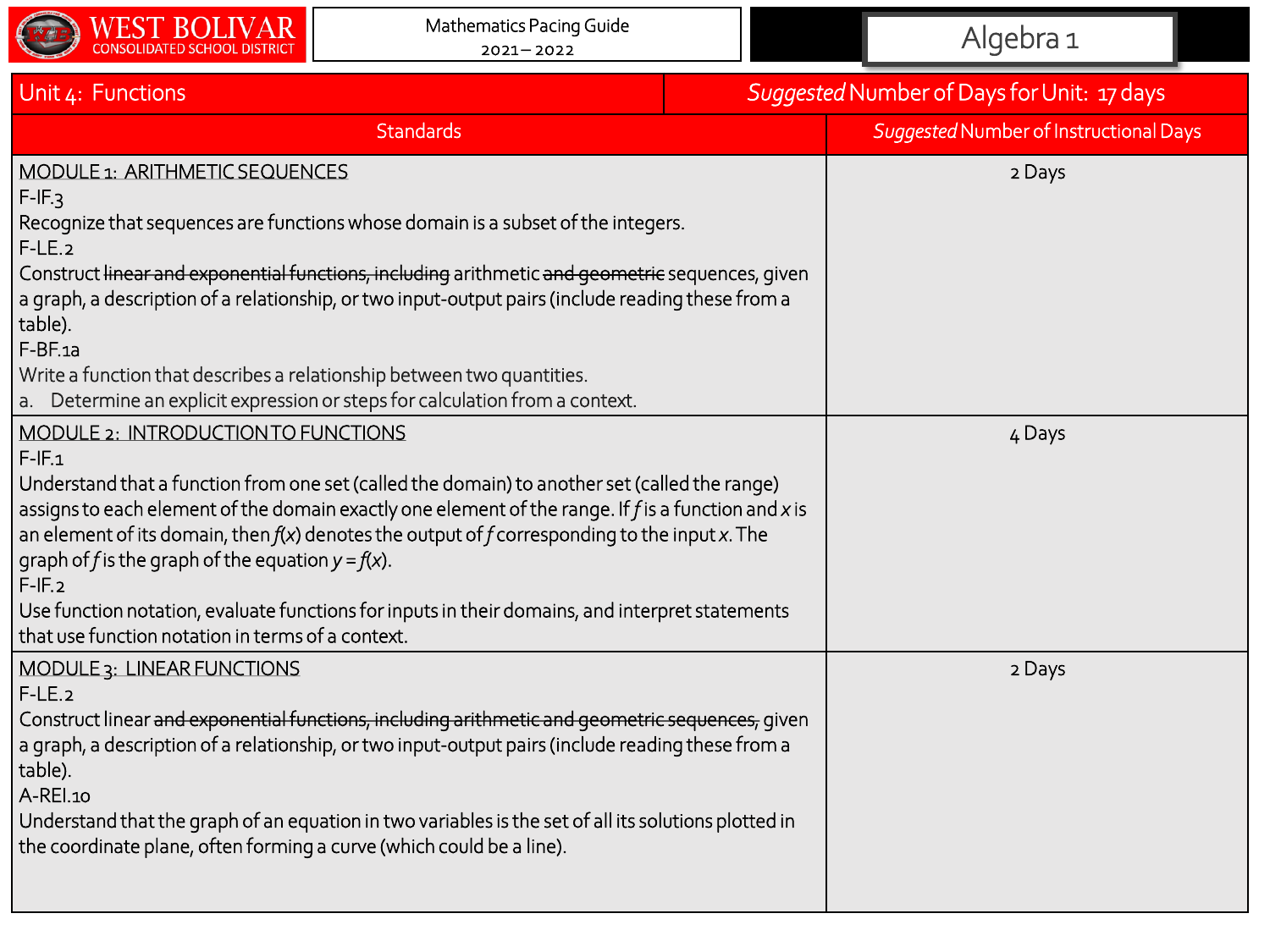WEST BOLIVAR CONSOLIDATED SCHOOL DISTRICT

Mathematics Pacing Guide
2021 – 2022

Algebra 1

| Unit 4: Functions | *Suggested* Number of Days for Unit: 17 days |
|---|---|
| **Standards** | ***Suggested* Number of Instructional Days** |
| MODULE 1: ARITHMETIC SEQUENCES<br>F-IF.3<br>Recognize that sequences are functions whose domain is a subset of the integers.<br>F-LE.2<br>Construct ~~linear and exponential functions, including~~ arithmetic ~~and geometric~~ sequences, given a graph, a description of a relationship, or two input-output pairs (include reading these from a table).<br>F-BF.1a<br>Write a function that describes a relationship between two quantities.<br>a. Determine an explicit expression or steps for calculation from a context. | 2 Days |
| MODULE 2: INTRODUCTION TO FUNCTIONS<br>F-IF.1<br>Understand that a function from one set (called the domain) to another set (called the range) assigns to each element of the domain exactly one element of the range. If $f$ is a function and $x$ is an element of its domain, then $f(x)$ denotes the output of $f$ corresponding to the input $x$. The graph of $f$ is the graph of the equation $y = f(x)$.<br>F-IF.2<br>Use function notation, evaluate functions for inputs in their domains, and interpret statements that use function notation in terms of a context. | 4 Days |
| MODULE 3: LINEAR FUNCTIONS<br>F-LE.2<br>Construct linear ~~and exponential functions, including arithmetic and geometric sequences,~~ given a graph, a description of a relationship, or two input-output pairs (include reading these from a table).<br>A-REI.10<br>Understand that the graph of an equation in two variables is the set of all its solutions plotted in the coordinate plane, often forming a curve (which could be a line). | 2 Days |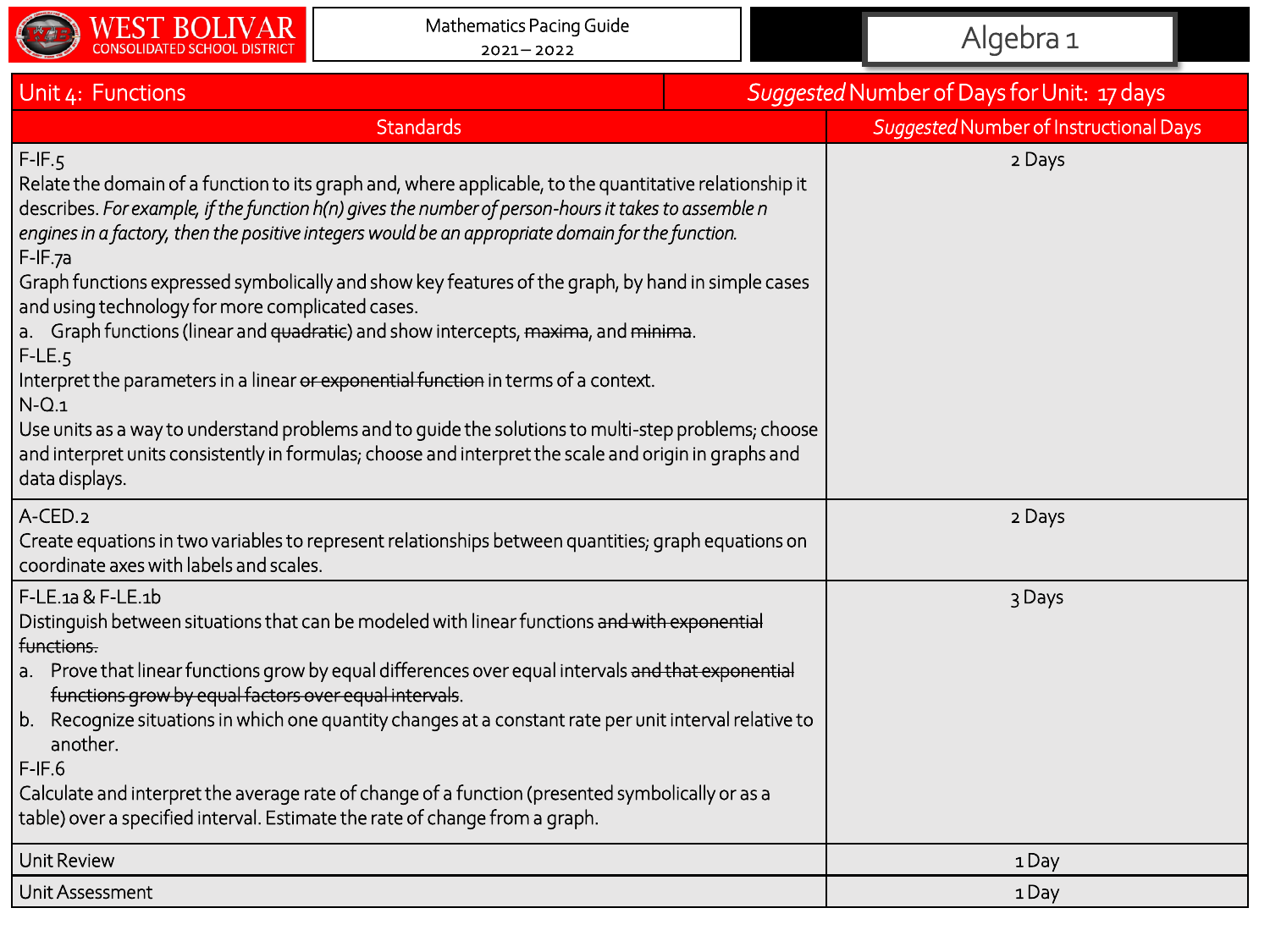WEST BOLIVAR CONSOLIDATED SCHOOL DISTRICT

Mathematics Pacing Guide 2021 – 2022

Algebra 1

| Unit 4: Functions | *Suggested* Number of Days for Unit: 17 days |
| --- | --- |
| **Standards** | ***Suggested* Number of Instructional Days** |
| F-IF.5<br>Relate the domain of a function to its graph and, where applicable, to the quantitative relationship it describes. *For example, if the function h(n) gives the number of person-hours it takes to assemble n engines in a factory, then the positive integers would be an appropriate domain for the function.*<br>F-IF.7a<br>Graph functions expressed symbolically and show key features of the graph, by hand in simple cases and using technology for more complicated cases.<br>a. Graph functions (linear and ~~quadratic~~) and show intercepts, ~~maxima~~, and ~~minima~~.<br>F-LE.5<br>Interpret the parameters in a linear ~~or exponential function~~ in terms of a context.<br>N-Q.1<br>Use units as a way to understand problems and to guide the solutions to multi-step problems; choose and interpret units consistently in formulas; choose and interpret the scale and origin in graphs and data displays. | 2 Days |
| A-CED.2<br>Create equations in two variables to represent relationships between quantities; graph equations on coordinate axes with labels and scales. | 2 Days |
| F-LE.1a & F-LE.1b<br>Distinguish between situations that can be modeled with linear functions ~~and with exponential functions.~~<br>a. Prove that linear functions grow by equal differences over equal intervals ~~and that exponential functions grow by equal factors over equal intervals~~.<br>b. Recognize situations in which one quantity changes at a constant rate per unit interval relative to another.<br>F-IF.6<br>Calculate and interpret the average rate of change of a function (presented symbolically or as a table) over a specified interval. Estimate the rate of change from a graph. | 3 Days |
| Unit Review | 1 Day |
| Unit Assessment | 1 Day |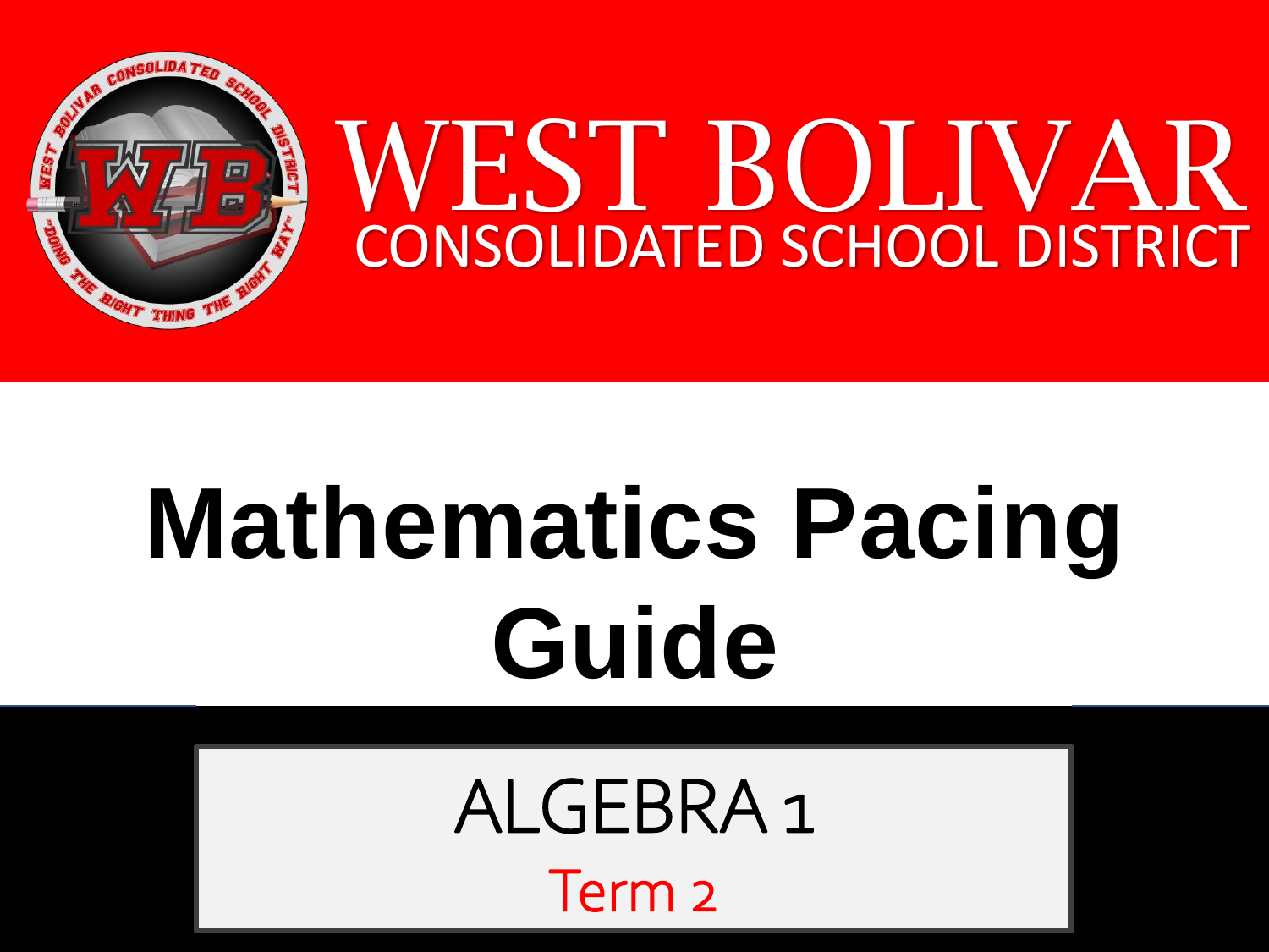# WEST BOLIVAR

## CONSOLIDATED SCHOOL DISTRICT

# Mathematics Pacing Guide

## ALGEBRA 1

### Term 2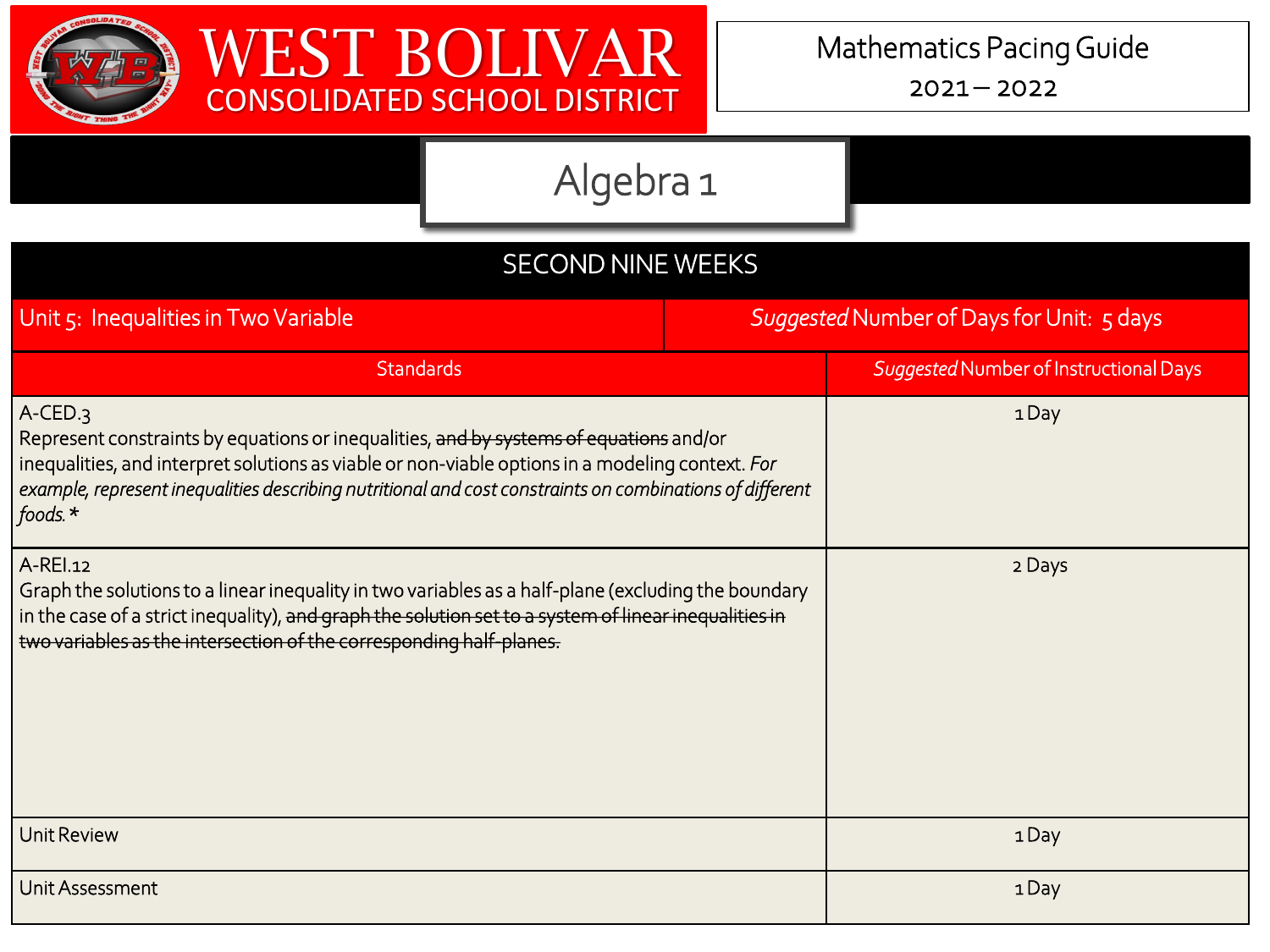# WEST BOLIVAR CONSOLIDATED SCHOOL DISTRICT

Mathematics Pacing Guide
2021 – 2022

## Algebra 1

| SECOND NINE WEEKS | |
|---|---|
| Unit 5: Inequalities in Two Variable | *Suggested* Number of Days for Unit: 5 days |
| **Standards** | ***Suggested* Number of Instructional Days** |
| A-CED.3<br>Represent constraints by equations or inequalities, ~~and by systems of equations~~ and/or inequalities, and interpret solutions as viable or non-viable options in a modeling context. *For example, represent inequalities describing nutritional and cost constraints on combinations of different foods.* * | 1 Day |
| A-REI.12<br>Graph the solutions to a linear inequality in two variables as a half-plane (excluding the boundary in the case of a strict inequality), ~~and graph the solution set to a system of linear inequalities in two variables as the intersection of the corresponding half-planes.~~ | 2 Days |
| Unit Review | 1 Day |
| Unit Assessment | 1 Day |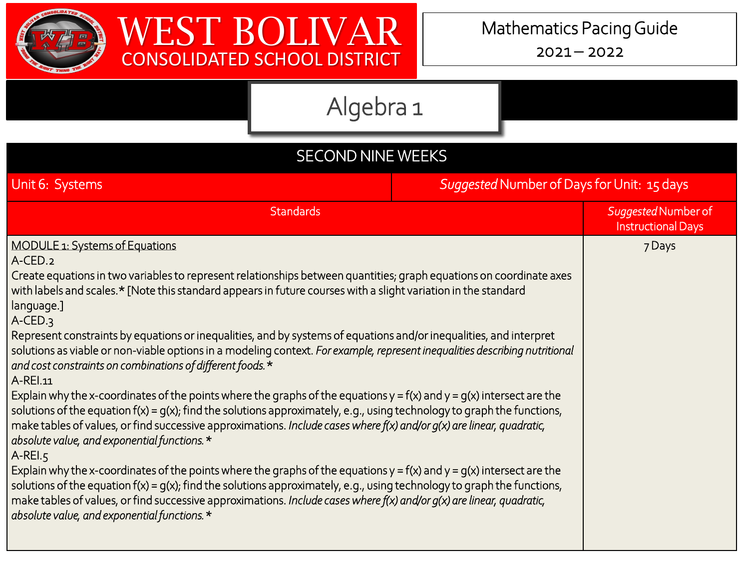# WEST BOLIVAR CONSOLIDATED SCHOOL DISTRICT

Mathematics Pacing Guide
2021 – 2022

## Algebra 1

| SECOND NINE WEEKS | |
|---|---|
| Unit 6: Systems | *Suggested* Number of Days for Unit: 15 days |
| **Standards** | ***Suggested* Number of Instructional Days** |
| MODULE 1: Systems of Equations<br>A-CED.2<br>Create equations in two variables to represent relationships between quantities; graph equations on coordinate axes with labels and scales.* [Note this standard appears in future courses with a slight variation in the standard language.]<br>A-CED.3<br>Represent constraints by equations or inequalities, and by systems of equations and/or inequalities, and interpret solutions as viable or non-viable options in a modeling context. *For example, represent inequalities describing nutritional and cost constraints on combinations of different foods.* *<br>A-REI.11<br>Explain why the x-coordinates of the points where the graphs of the equations $y = f(x)$ and $y = g(x)$ intersect are the solutions of the equation $f(x) = g(x)$; find the solutions approximately, e.g., using technology to graph the functions, make tables of values, or find successive approximations. *Include cases where f(x) and/or g(x) are linear, quadratic, absolute value, and exponential functions.* *<br>A-REI.5<br>Explain why the x-coordinates of the points where the graphs of the equations $y = f(x)$ and $y = g(x)$ intersect are the solutions of the equation $f(x) = g(x)$; find the solutions approximately, e.g., using technology to graph the functions, make tables of values, or find successive approximations. *Include cases where f(x) and/or g(x) are linear, quadratic, absolute value, and exponential functions.* * | 7 Days |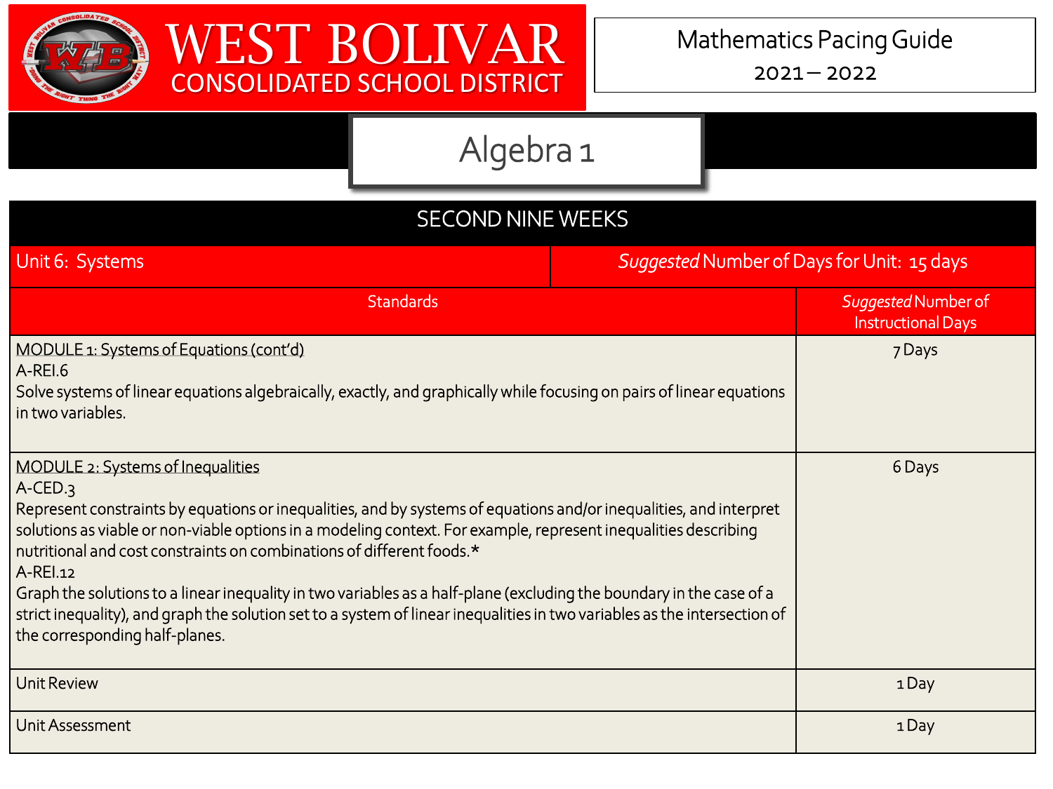# WEST BOLIVAR CONSOLIDATED SCHOOL DISTRICT

Mathematics Pacing Guide
2021 – 2022

## Algebra 1

| SECOND NINE WEEKS | |
|---|---|
| Unit 6: Systems | *Suggested* Number of Days for Unit: 15 days |
| **Standards** | ***Suggested* Number of Instructional Days** |
| MODULE 1: Systems of Equations (cont'd)<br>A-REI.6<br>Solve systems of linear equations algebraically, exactly, and graphically while focusing on pairs of linear equations in two variables. | 7 Days |
| MODULE 2: Systems of Inequalities<br>A-CED.3<br>Represent constraints by equations or inequalities, and by systems of equations and/or inequalities, and interpret solutions as viable or non-viable options in a modeling context. For example, represent inequalities describing nutritional and cost constraints on combinations of different foods.*<br>A-REI.12<br>Graph the solutions to a linear inequality in two variables as a half-plane (excluding the boundary in the case of a strict inequality), and graph the solution set to a system of linear inequalities in two variables as the intersection of the corresponding half-planes. | 6 Days |
| Unit Review | 1 Day |
| Unit Assessment | 1 Day |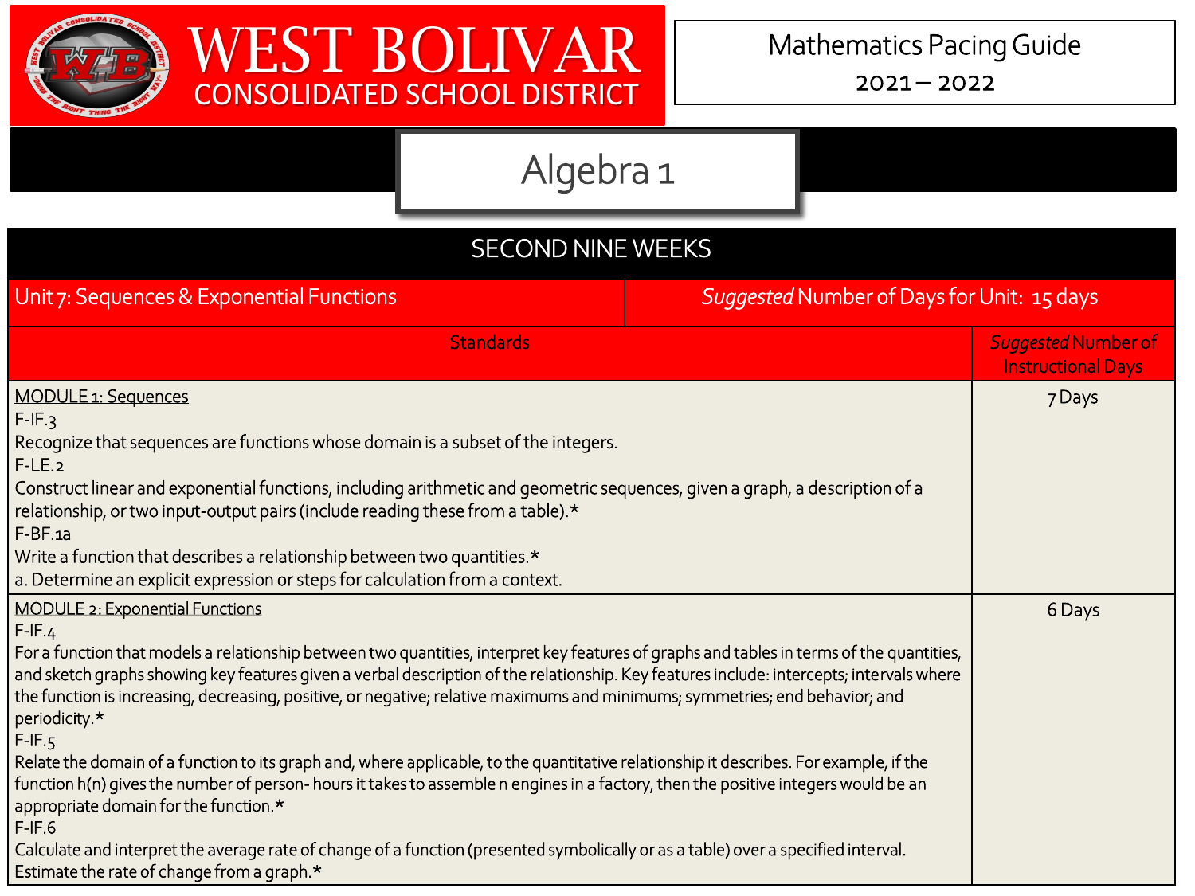# WEST BOLIVAR CONSOLIDATED SCHOOL DISTRICT

Mathematics Pacing Guide
2021 – 2022

## Algebra 1

## SECOND NINE WEEKS

| Unit 7: Sequences & Exponential Functions | *Suggested* Number of Days for Unit: 15 days |
|---|---|
| **Standards** | ***Suggested* Number of Instructional Days** |
| MODULE 1: Sequences<br>F-IF.3<br>Recognize that sequences are functions whose domain is a subset of the integers.<br>F-LE.2<br>Construct linear and exponential functions, including arithmetic and geometric sequences, given a graph, a description of a relationship, or two input-output pairs (include reading these from a table).*<br>F-BF.1a<br>Write a function that describes a relationship between two quantities.*<br>a. Determine an explicit expression or steps for calculation from a context. | 7 Days |
| MODULE 2: Exponential Functions<br>F-IF.4<br>For a function that models a relationship between two quantities, interpret key features of graphs and tables in terms of the quantities, and sketch graphs showing key features given a verbal description of the relationship. Key features include: intercepts; intervals where the function is increasing, decreasing, positive, or negative; relative maximums and minimums; symmetries; end behavior; and periodicity.*<br>F-IF.5<br>Relate the domain of a function to its graph and, where applicable, to the quantitative relationship it describes. For example, if the function h(n) gives the number of person- hours it takes to assemble n engines in a factory, then the positive integers would be an appropriate domain for the function.*<br>F-IF.6<br>Calculate and interpret the average rate of change of a function (presented symbolically or as a table) over a specified interval. Estimate the rate of change from a graph.* | 6 Days |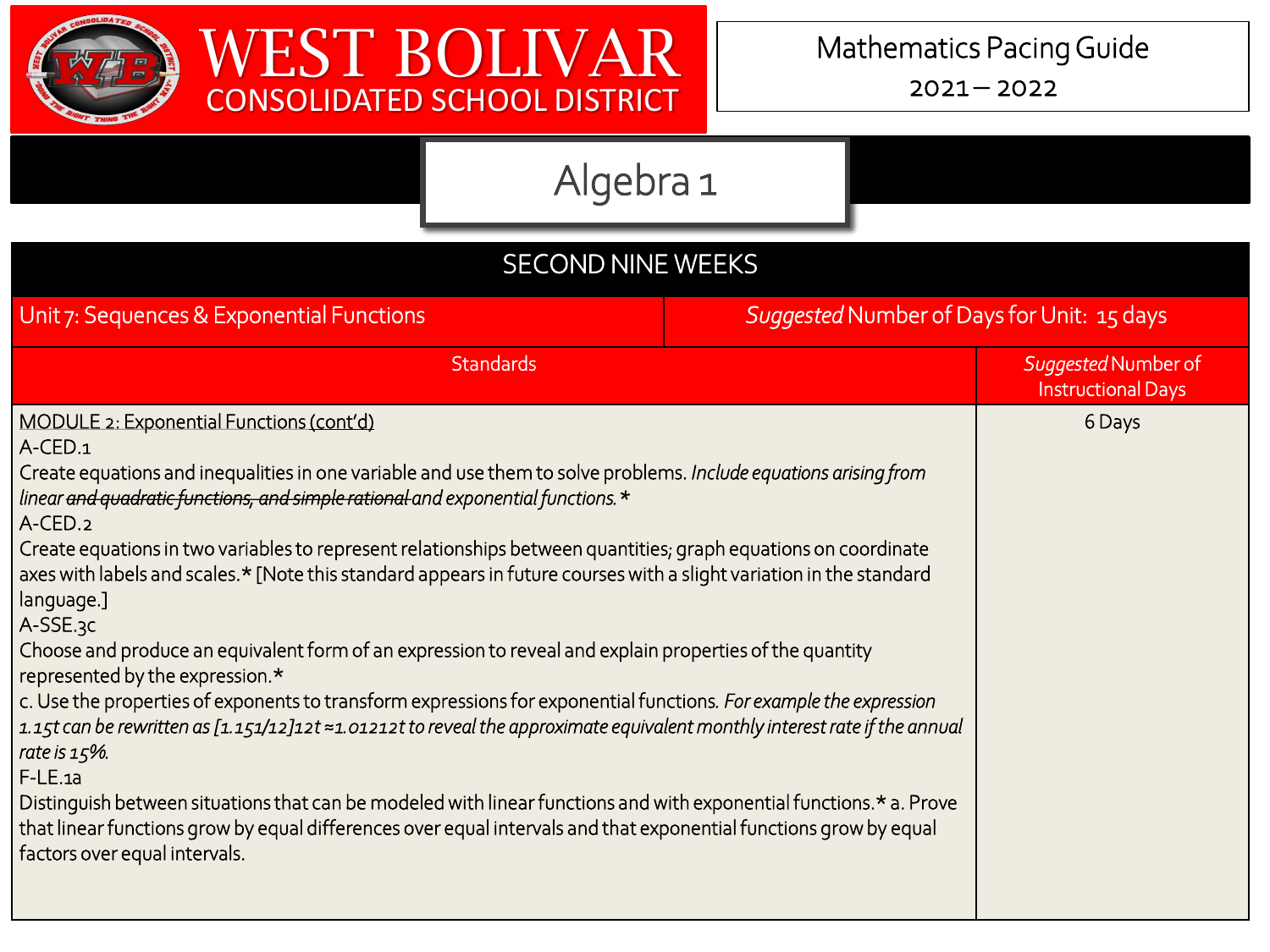# WEST BOLIVAR CONSOLIDATED SCHOOL DISTRICT

Mathematics Pacing Guide
2021 – 2022

## Algebra 1

| SECOND NINE WEEKS | |
|---|---|
| Unit 7: Sequences & Exponential Functions | *Suggested* Number of Days for Unit: 15 days |
| **Standards** | ***Suggested* Number of Instructional Days** |
| MODULE 2: Exponential Functions (cont'd)<br>A-CED.1<br>Create equations and inequalities in one variable and use them to solve problems. *Include equations arising from linear ~~and quadratic functions, and simple rational~~ and exponential functions.** <br>A-CED.2<br>Create equations in two variables to represent relationships between quantities; graph equations on coordinate axes with labels and scales.* [Note this standard appears in future courses with a slight variation in the standard language.]<br>A-SSE.3c<br>Choose and produce an equivalent form of an expression to reveal and explain properties of the quantity represented by the expression.*<br>c. Use the properties of exponents to transform expressions for exponential functions. *For example the expression $1.15^t$ can be rewritten as $[1.15^{1/12}]^{12t} \approx 1.012^{12t}$ to reveal the approximate equivalent monthly interest rate if the annual rate is 15%.*<br>F-LE.1a<br>Distinguish between situations that can be modeled with linear functions and with exponential functions.* a. Prove that linear functions grow by equal differences over equal intervals and that exponential functions grow by equal factors over equal intervals. | 6 Days |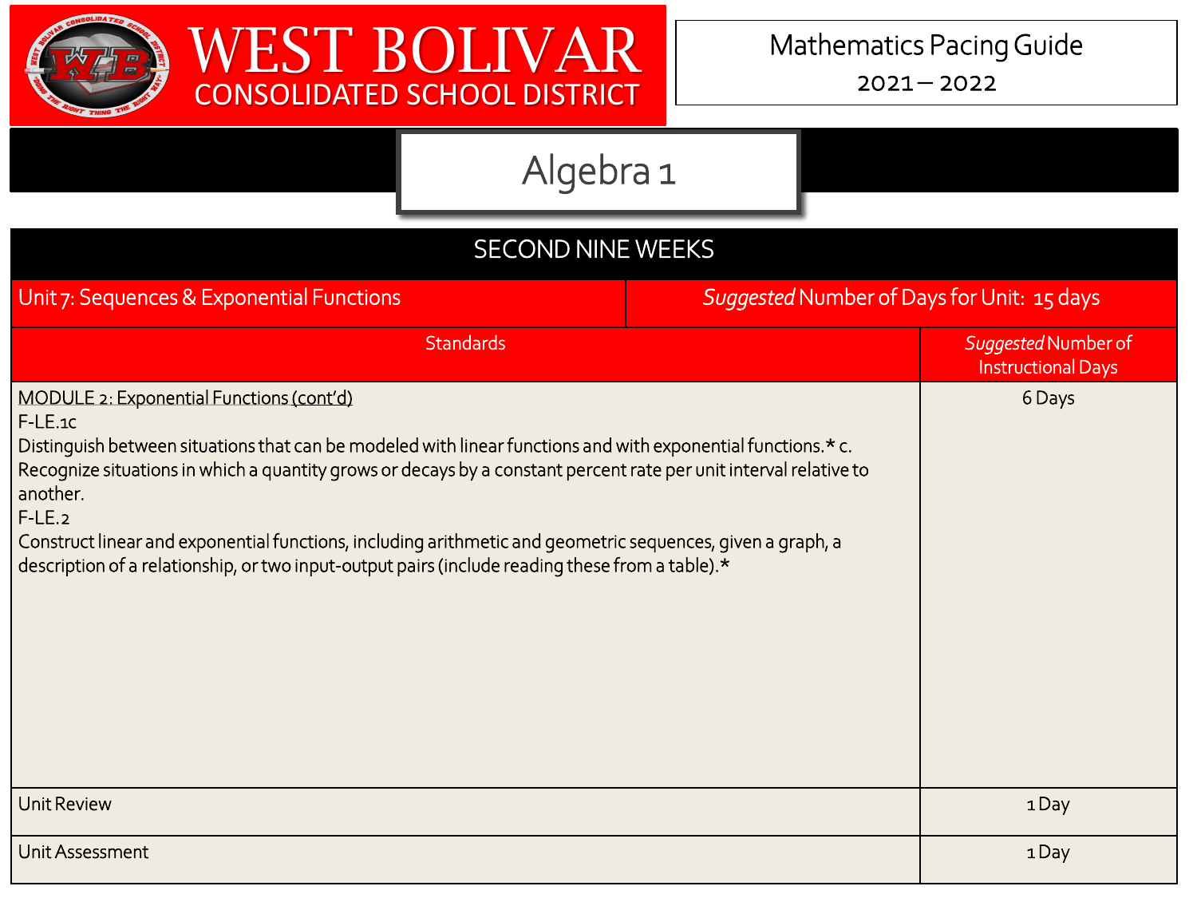# WEST BOLIVAR CONSOLIDATED SCHOOL DISTRICT

Mathematics Pacing Guide
2021 – 2022

## Algebra 1

| SECOND NINE WEEKS | |
|---|---|
| Unit 7: Sequences & Exponential Functions | *Suggested* Number of Days for Unit: 15 days |
| **Standards** | ***Suggested* Number of Instructional Days** |
| MODULE 2: Exponential Functions (cont'd)<br>F-LE.1c<br>Distinguish between situations that can be modeled with linear functions and with exponential functions.* c. Recognize situations in which a quantity grows or decays by a constant percent rate per unit interval relative to another.<br>F-LE.2<br>Construct linear and exponential functions, including arithmetic and geometric sequences, given a graph, a description of a relationship, or two input-output pairs (include reading these from a table).* | 6 Days |
| Unit Review | 1 Day |
| Unit Assessment | 1 Day |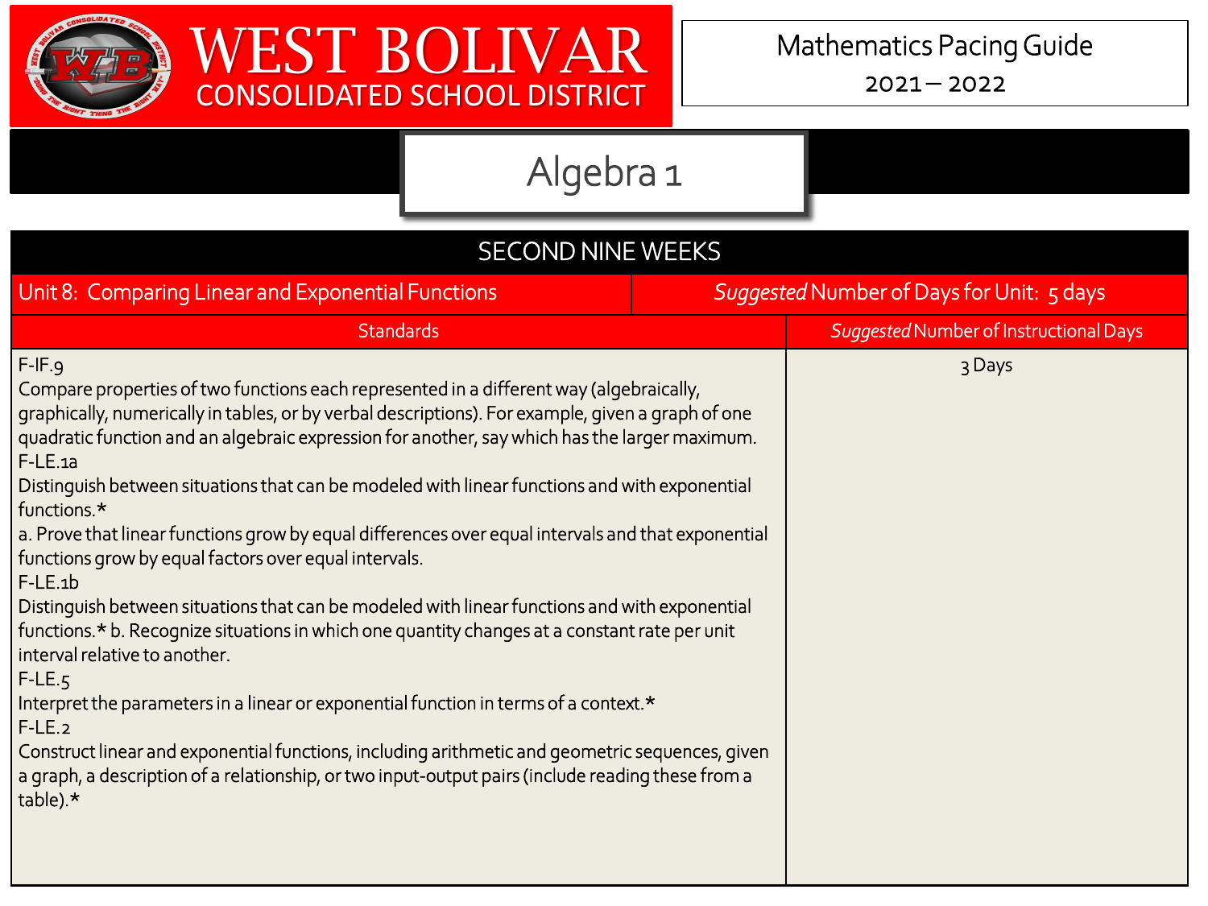# WEST BOLIVAR CONSOLIDATED SCHOOL DISTRICT

Mathematics Pacing Guide
2021 – 2022

## Algebra 1

| SECOND NINE WEEKS | |
|---|---|
| Unit 8: Comparing Linear and Exponential Functions | *Suggested* Number of Days for Unit: 5 days |
| Standards | *Suggested* Number of Instructional Days |
| F-IF.9<br>Compare properties of two functions each represented in a different way (algebraically, graphically, numerically in tables, or by verbal descriptions). For example, given a graph of one quadratic function and an algebraic expression for another, say which has the larger maximum.<br>F-LE.1a<br>Distinguish between situations that can be modeled with linear functions and with exponential functions.*<br>a. Prove that linear functions grow by equal differences over equal intervals and that exponential functions grow by equal factors over equal intervals.<br>F-LE.1b<br>Distinguish between situations that can be modeled with linear functions and with exponential functions.* b. Recognize situations in which one quantity changes at a constant rate per unit interval relative to another.<br>F-LE.5<br>Interpret the parameters in a linear or exponential function in terms of a context.*<br>F-LE.2<br>Construct linear and exponential functions, including arithmetic and geometric sequences, given a graph, a description of a relationship, or two input-output pairs (include reading these from a table).* | 3 Days |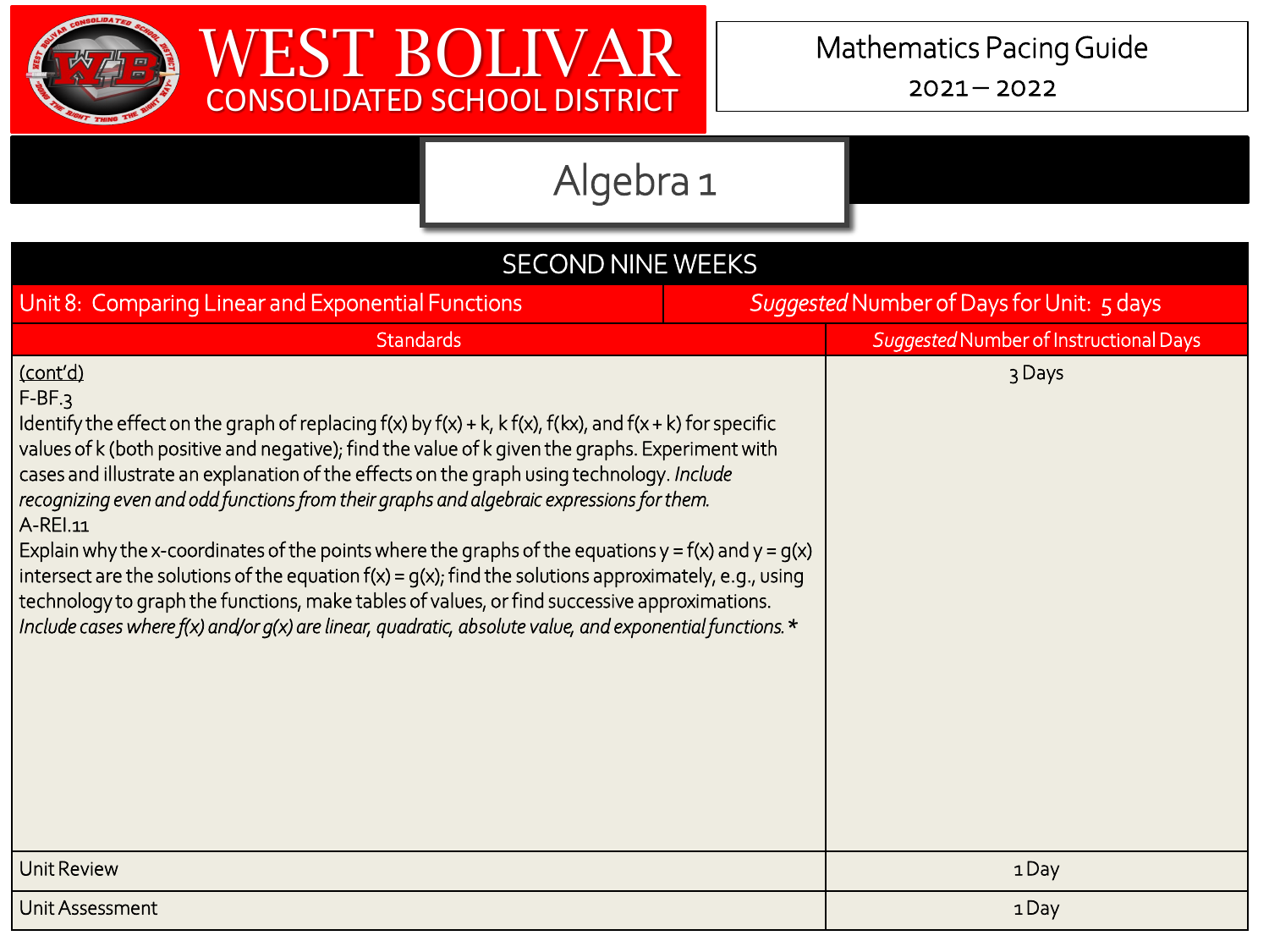# WEST BOLIVAR CONSOLIDATED SCHOOL DISTRICT

Mathematics Pacing Guide
2021 – 2022

## Algebra 1

| SECOND NINE WEEKS | |
|---|---|
| Unit 8: Comparing Linear and Exponential Functions | *Suggested* Number of Days for Unit: 5 days |
| **Standards** | ***Suggested* Number of Instructional Days** |
| (cont'd)<br>F-BF.3<br>Identify the effect on the graph of replacing f(x) by f(x) + k, k f(x), f(kx), and f(x + k) for specific values of k (both positive and negative); find the value of k given the graphs. Experiment with cases and illustrate an explanation of the effects on the graph using technology. *Include recognizing even and odd functions from their graphs and algebraic expressions for them.*<br>A-REI.11<br>Explain why the x-coordinates of the points where the graphs of the equations y = f(x) and y = g(x) intersect are the solutions of the equation f(x) = g(x); find the solutions approximately, e.g., using technology to graph the functions, make tables of values, or find successive approximations. *Include cases where f(x) and/or g(x) are linear, quadratic, absolute value, and exponential functions.* * | 3 Days |
| Unit Review | 1 Day |
| Unit Assessment | 1 Day |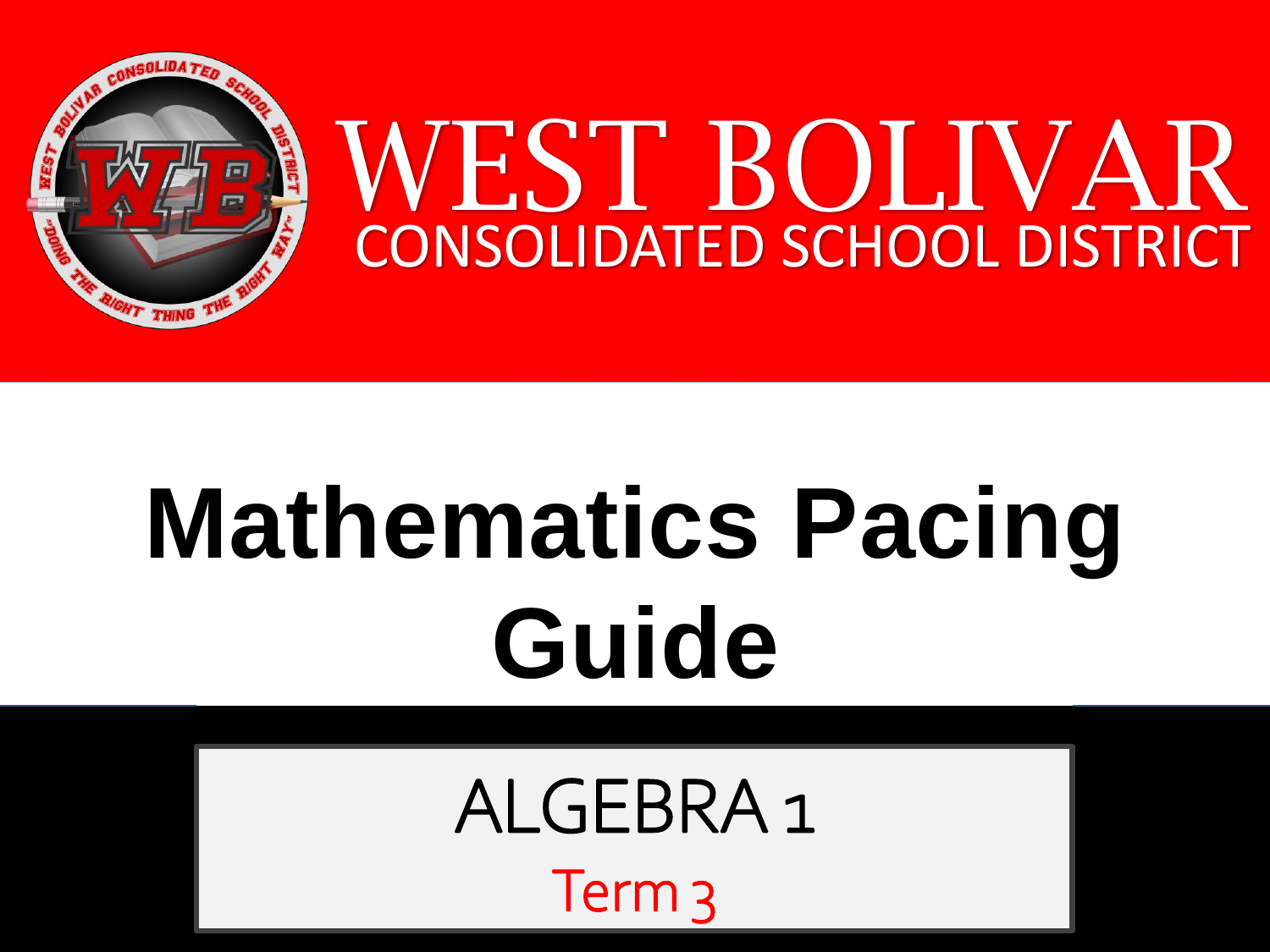# WEST BOLIVAR

## CONSOLIDATED SCHOOL DISTRICT

# Mathematics Pacing Guide

## ALGEBRA 1

### Term 3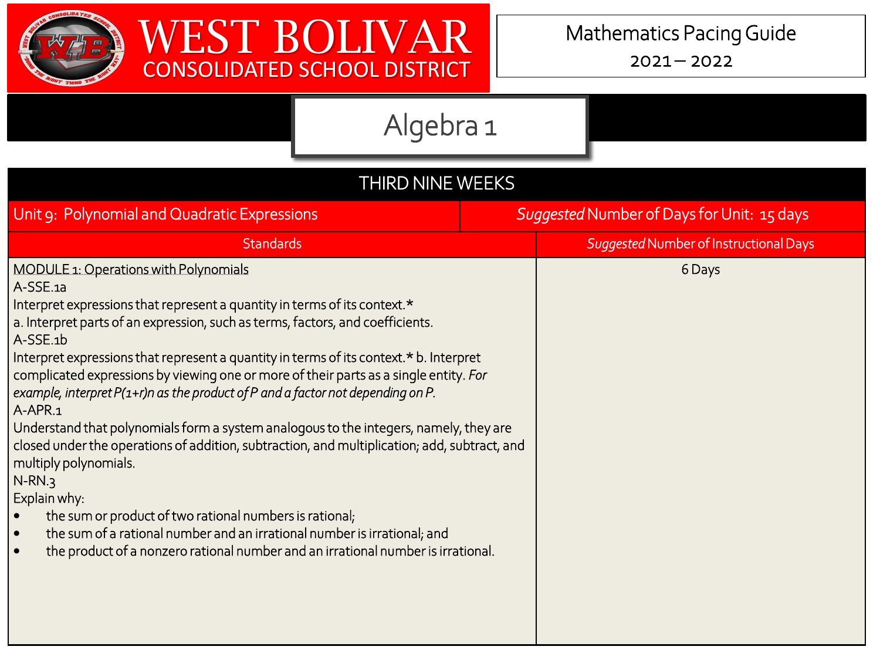# WEST BOLIVAR CONSOLIDATED SCHOOL DISTRICT

Mathematics Pacing Guide

2021 – 2022

## Algebra 1

| THIRD NINE WEEKS | |
|---|---|
| Unit 9: Polynomial and Quadratic Expressions | *Suggested* Number of Days for Unit: 15 days |
| **Standards** | ***Suggested* Number of Instructional Days** |
| MODULE 1: Operations with Polynomials<br>A-SSE.1a<br>Interpret expressions that represent a quantity in terms of its context.*<br>a. Interpret parts of an expression, such as terms, factors, and coefficients.<br>A-SSE.1b<br>Interpret expressions that represent a quantity in terms of its context.* b. Interpret complicated expressions by viewing one or more of their parts as a single entity. *For example, interpret $P(1+r)n$ as the product of P and a factor not depending on P.*<br>A-APR.1<br>Understand that polynomials form a system analogous to the integers, namely, they are closed under the operations of addition, subtraction, and multiplication; add, subtract, and multiply polynomials.<br>N-RN.3<br>Explain why:<br>• the sum or product of two rational numbers is rational;<br>• the sum of a rational number and an irrational number is irrational; and<br>• the product of a nonzero rational number and an irrational number is irrational. | 6 Days |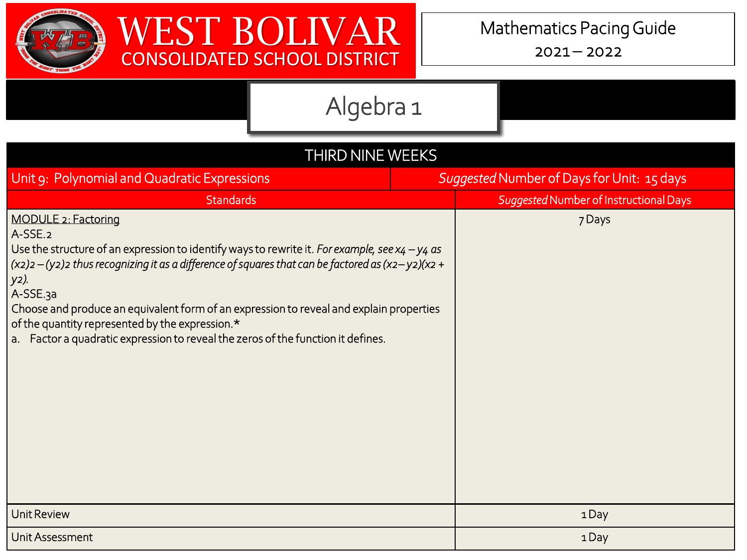# WEST BOLIVAR CONSOLIDATED SCHOOL DISTRICT

Mathematics Pacing Guide
2021 – 2022

## Algebra 1

| THIRD NINE WEEKS | |
|---|---|
| Unit 9: Polynomial and Quadratic Expressions | *Suggested* Number of Days for Unit: 15 days |
| Standards | *Suggested* Number of Instructional Days |
| <u>MODULE 2: Factoring</u><br>A-SSE.2<br>Use the structure of an expression to identify ways to rewrite it. *For example, see $x^4 - y^4$ as $(x^2)^2 - (y^2)^2$ thus recognizing it as a difference of squares that can be factored as $(x^2 - y^2)(x^2 + y^2)$.*<br>A-SSE.3a<br>Choose and produce an equivalent form of an expression to reveal and explain properties of the quantity represented by the expression.*<br>a. Factor a quadratic expression to reveal the zeros of the function it defines. | 7 Days |
| Unit Review | 1 Day |
| Unit Assessment | 1 Day |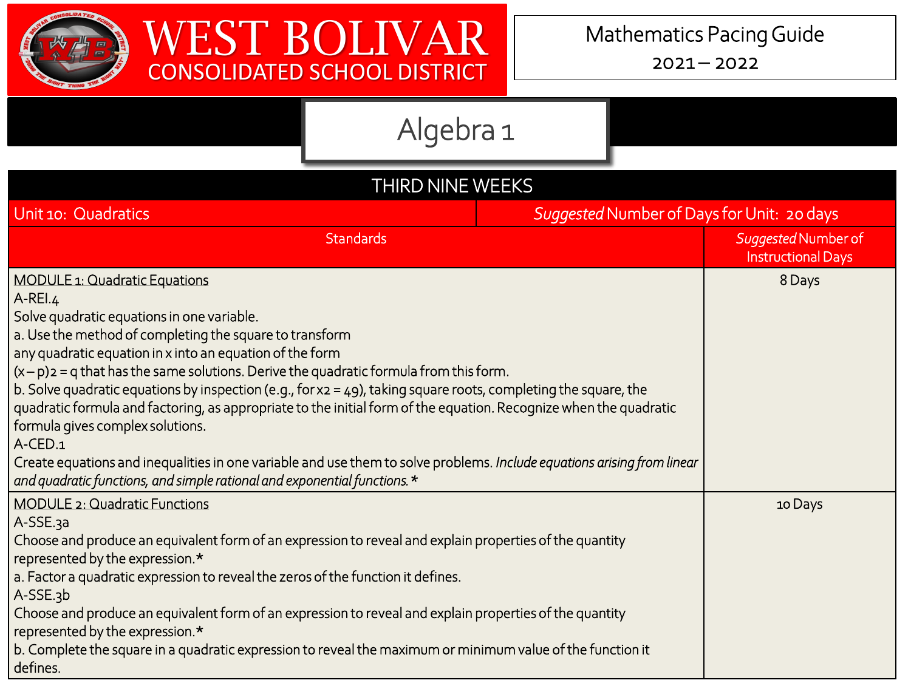# WEST BOLIVAR CONSOLIDATED SCHOOL DISTRICT

Mathematics Pacing Guide
2021 – 2022

## Algebra 1

| THIRD NINE WEEKS | |
|---|---|
| Unit 10: Quadratics | *Suggested* Number of Days for Unit: 20 days |
| Standards | *Suggested* Number of Instructional Days |
| MODULE 1: Quadratic Equations<br>A-REI.4<br>Solve quadratic equations in one variable.<br>a. Use the method of completing the square to transform any quadratic equation in x into an equation of the form $(x – p)^2 = q$ that has the same solutions. Derive the quadratic formula from this form.<br>b. Solve quadratic equations by inspection (e.g., for $x^2 = 49$), taking square roots, completing the square, the quadratic formula and factoring, as appropriate to the initial form of the equation. Recognize when the quadratic formula gives complex solutions.<br>A-CED.1<br>Create equations and inequalities in one variable and use them to solve problems. *Include equations arising from linear and quadratic functions, and simple rational and exponential functions.* * | 8 Days |
| MODULE 2: Quadratic Functions<br>A-SSE.3a<br>Choose and produce an equivalent form of an expression to reveal and explain properties of the quantity represented by the expression.*<br>a. Factor a quadratic expression to reveal the zeros of the function it defines.<br>A-SSE.3b<br>Choose and produce an equivalent form of an expression to reveal and explain properties of the quantity represented by the expression.*<br>b. Complete the square in a quadratic expression to reveal the maximum or minimum value of the function it defines. | 10 Days |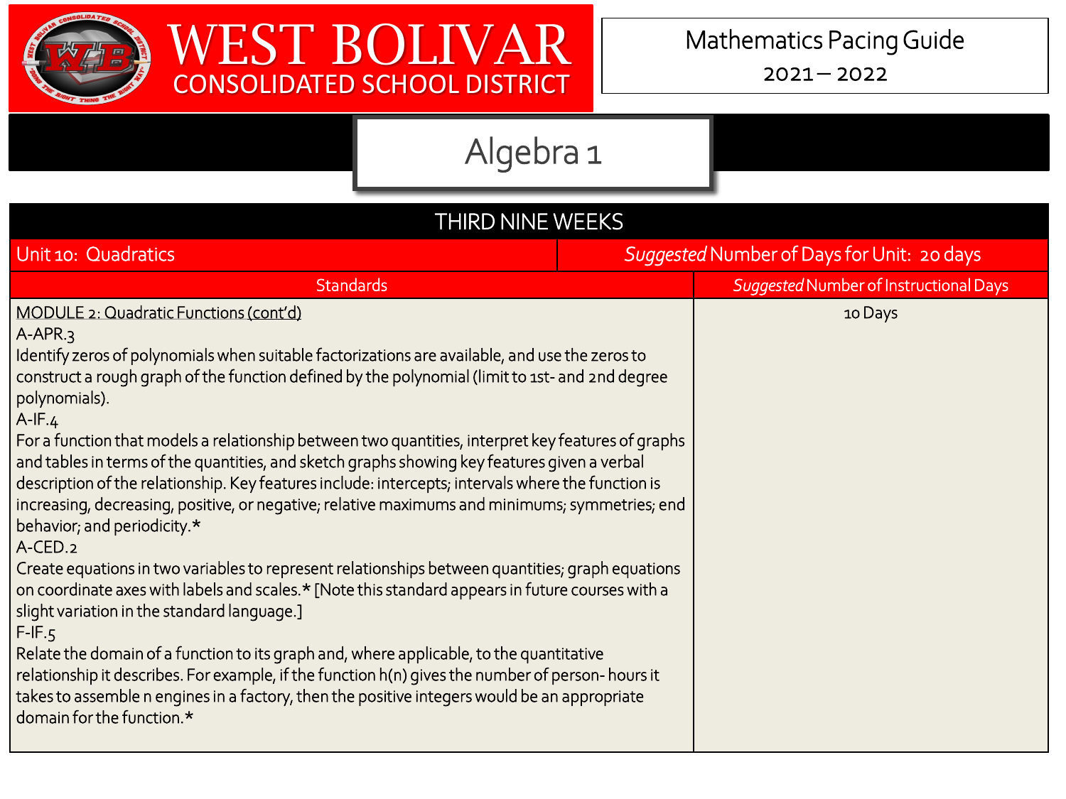# WEST BOLIVAR CONSOLIDATED SCHOOL DISTRICT

Mathematics Pacing Guide
2021 – 2022

## Algebra 1

| THIRD NINE WEEKS | |
|---|---|
| Unit 10: Quadratics | *Suggested* Number of Days for Unit: 20 days |
| **Standards** | ***Suggested*** **Number of Instructional Days** |
| <u>MODULE 2: Quadratic Functions (cont'd)</u><br>A-APR.3<br>Identify zeros of polynomials when suitable factorizations are available, and use the zeros to construct a rough graph of the function defined by the polynomial (limit to 1st- and 2nd degree polynomials).<br>A-IF.4<br>For a function that models a relationship between two quantities, interpret key features of graphs and tables in terms of the quantities, and sketch graphs showing key features given a verbal description of the relationship. Key features include: intercepts; intervals where the function is increasing, decreasing, positive, or negative; relative maximums and minimums; symmetries; end behavior; and periodicity.*<br>A-CED.2<br>Create equations in two variables to represent relationships between quantities; graph equations on coordinate axes with labels and scales.* [Note this standard appears in future courses with a slight variation in the standard language.]<br>F-IF.5<br>Relate the domain of a function to its graph and, where applicable, to the quantitative relationship it describes. For example, if the function h(n) gives the number of person- hours it takes to assemble n engines in a factory, then the positive integers would be an appropriate domain for the function.* | 10 Days |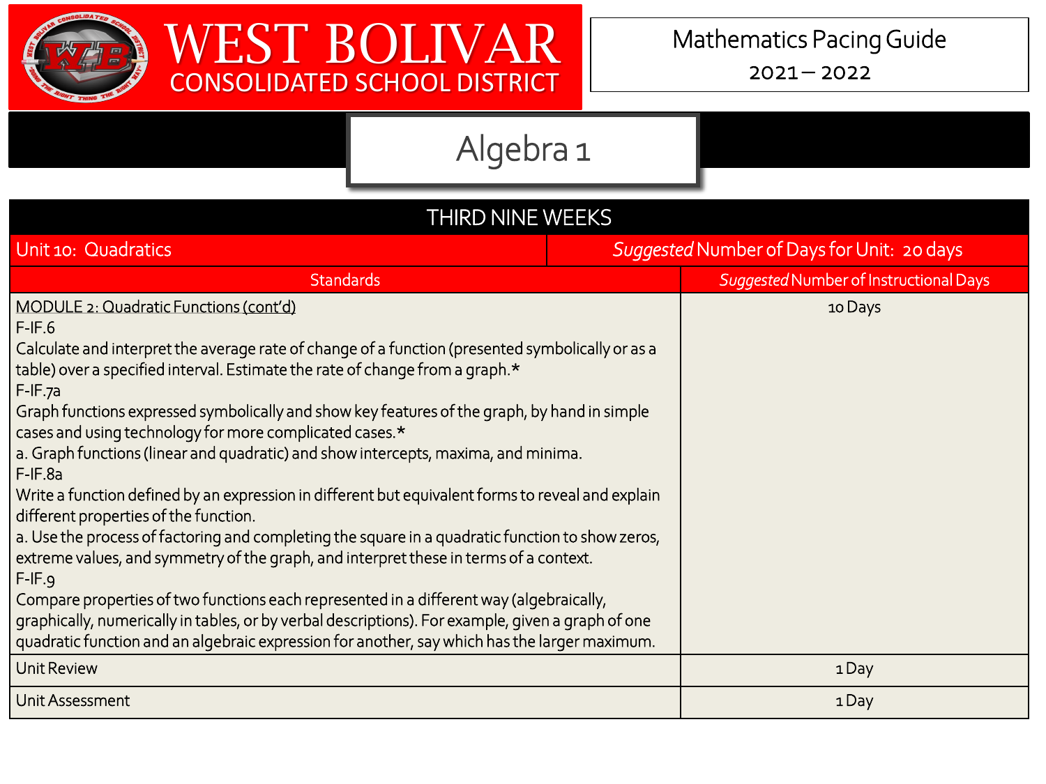# WEST BOLIVAR CONSOLIDATED SCHOOL DISTRICT

Mathematics Pacing Guide
2021 – 2022

## Algebra 1

| THIRD NINE WEEKS | |
|---|---|
| Unit 10: Quadratics | *Suggested* Number of Days for Unit: 20 days |
| **Standards** | ***Suggested* Number of Instructional Days** |
| MODULE 2: Quadratic Functions (cont'd)<br>F-IF.6<br>Calculate and interpret the average rate of change of a function (presented symbolically or as a table) over a specified interval. Estimate the rate of change from a graph.*<br>F-IF.7a<br>Graph functions expressed symbolically and show key features of the graph, by hand in simple cases and using technology for more complicated cases.*<br>a. Graph functions (linear and quadratic) and show intercepts, maxima, and minima.<br>F-IF.8a<br>Write a function defined by an expression in different but equivalent forms to reveal and explain different properties of the function.<br>a. Use the process of factoring and completing the square in a quadratic function to show zeros, extreme values, and symmetry of the graph, and interpret these in terms of a context.<br>F-IF.9<br>Compare properties of two functions each represented in a different way (algebraically, graphically, numerically in tables, or by verbal descriptions). For example, given a graph of one quadratic function and an algebraic expression for another, say which has the larger maximum. | 10 Days |
| Unit Review | 1 Day |
| Unit Assessment | 1 Day |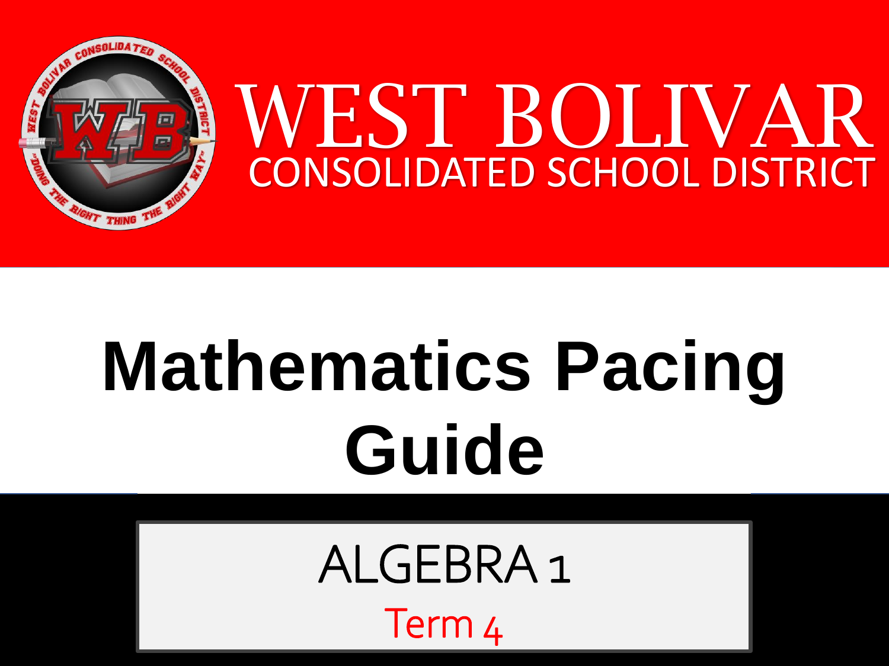# WEST BOLIVAR

## CONSOLIDATED SCHOOL DISTRICT

# Mathematics Pacing Guide

## ALGEBRA 1

Term 4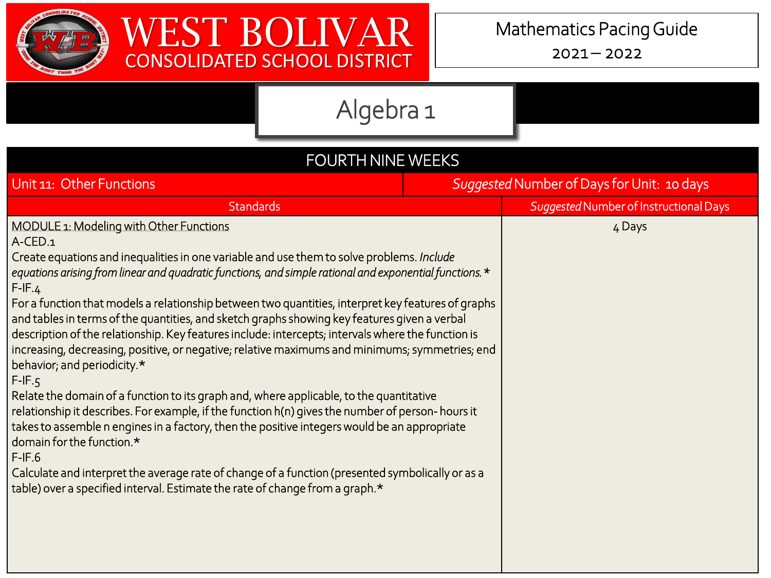# WEST BOLIVAR CONSOLIDATED SCHOOL DISTRICT

Mathematics Pacing Guide
2021 – 2022

## Algebra 1

| FOURTH NINE WEEKS | |
|---|---|
| Unit 11: Other Functions | *Suggested* Number of Days for Unit: 10 days |
| **Standards** | ***Suggested* Number of Instructional Days** |
| MODULE 1: Modeling with Other Functions<br>A-CED.1<br>Create equations and inequalities in one variable and use them to solve problems. *Include equations arising from linear and quadratic functions, and simple rational and exponential functions.* *<br>F-IF.4<br>For a function that models a relationship between two quantities, interpret key features of graphs and tables in terms of the quantities, and sketch graphs showing key features given a verbal description of the relationship. Key features include: intercepts; intervals where the function is increasing, decreasing, positive, or negative; relative maximums and minimums; symmetries; end behavior; and periodicity.*<br>F-IF.5<br>Relate the domain of a function to its graph and, where applicable, to the quantitative relationship it describes. For example, if the function h(n) gives the number of person- hours it takes to assemble n engines in a factory, then the positive integers would be an appropriate domain for the function.*<br>F-IF.6<br>Calculate and interpret the average rate of change of a function (presented symbolically or as a table) over a specified interval. Estimate the rate of change from a graph.* | 4 Days |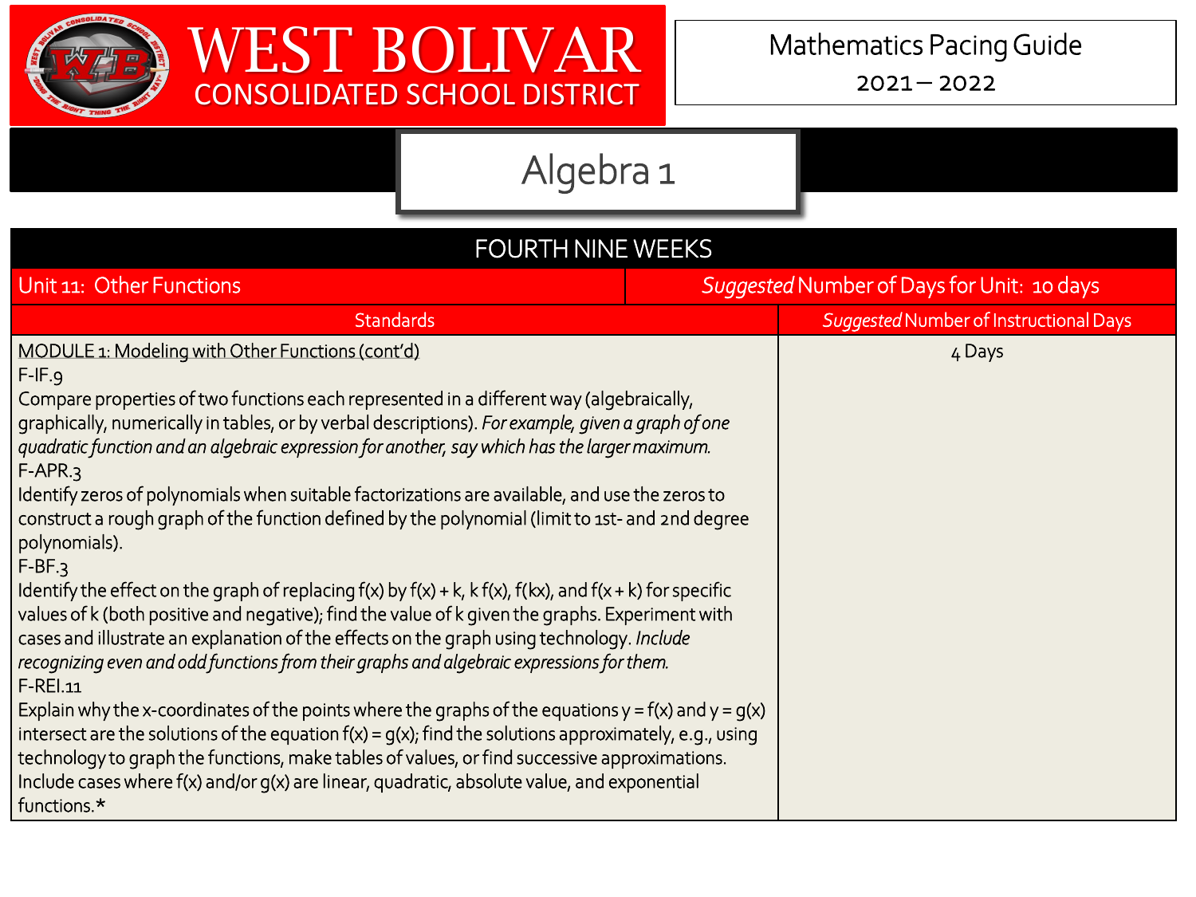# WEST BOLIVAR CONSOLIDATED SCHOOL DISTRICT

Mathematics Pacing Guide
2021 – 2022

## Algebra 1

| FOURTH NINE WEEKS | |
|---|---|
| Unit 11: Other Functions | *Suggested* Number of Days for Unit: 10 days |
| **Standards** | ***Suggested* Number of Instructional Days** |
| MODULE 1: Modeling with Other Functions (cont'd)<br>F-IF.9<br>Compare properties of two functions each represented in a different way (algebraically, graphically, numerically in tables, or by verbal descriptions). *For example, given a graph of one quadratic function and an algebraic expression for another, say which has the larger maximum.*<br>F-APR.3<br>Identify zeros of polynomials when suitable factorizations are available, and use the zeros to construct a rough graph of the function defined by the polynomial (limit to 1st- and 2nd degree polynomials).<br>F-BF.3<br>Identify the effect on the graph of replacing f(x) by f(x) + k, k f(x), f(kx), and f(x + k) for specific values of k (both positive and negative); find the value of k given the graphs. Experiment with cases and illustrate an explanation of the effects on the graph using technology. *Include recognizing even and odd functions from their graphs and algebraic expressions for them.*<br>F-REI.11<br>Explain why the x-coordinates of the points where the graphs of the equations y = f(x) and y = g(x) intersect are the solutions of the equation f(x) = g(x); find the solutions approximately, e.g., using technology to graph the functions, make tables of values, or find successive approximations. Include cases where f(x) and/or g(x) are linear, quadratic, absolute value, and exponential functions.* | 4 Days |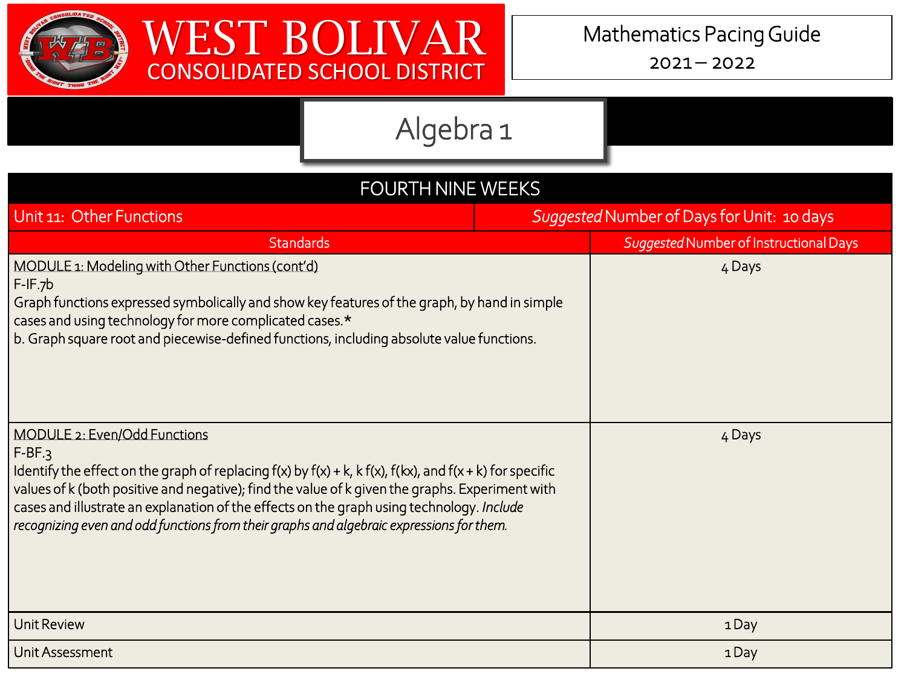# WEST BOLIVAR CONSOLIDATED SCHOOL DISTRICT

Mathematics Pacing Guide
2021 – 2022

## Algebra 1

| FOURTH NINE WEEKS | |
|---|---|
| Unit 11: Other Functions | *Suggested* Number of Days for Unit: 10 days |
| Standards | *Suggested* Number of Instructional Days |
| MODULE 1: Modeling with Other Functions (cont'd)<br>F-IF.7b<br>Graph functions expressed symbolically and show key features of the graph, by hand in simple cases and using technology for more complicated cases.*<br>b. Graph square root and piecewise-defined functions, including absolute value functions. | 4 Days |
| MODULE 2: Even/Odd Functions<br>F-BF.3<br>Identify the effect on the graph of replacing f(x) by f(x) + k, k f(x), f(kx), and f(x + k) for specific values of k (both positive and negative); find the value of k given the graphs. Experiment with cases and illustrate an explanation of the effects on the graph using technology. *Include recognizing even and odd functions from their graphs and algebraic expressions for them.* | 4 Days |
| Unit Review | 1 Day |
| Unit Assessment | 1 Day |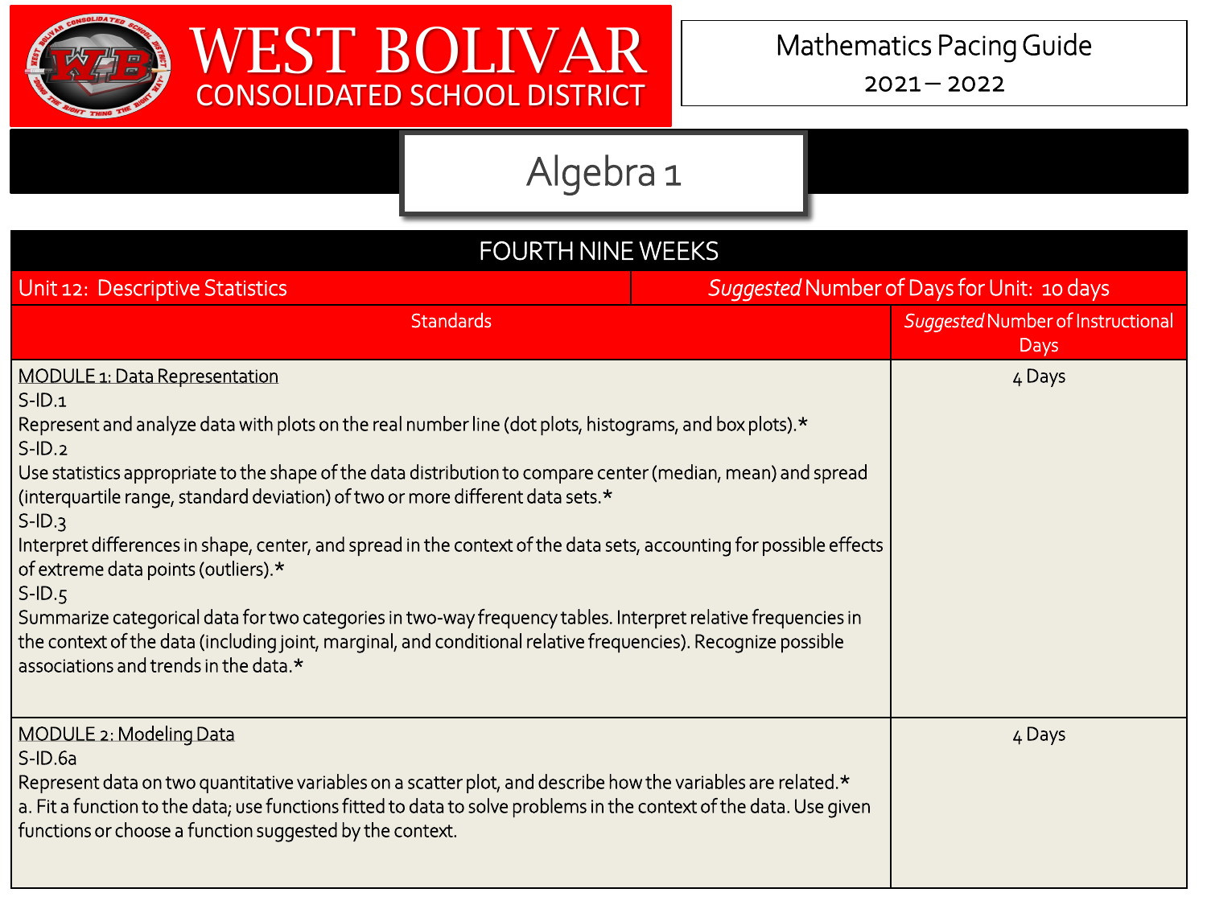# WEST BOLIVAR CONSOLIDATED SCHOOL DISTRICT

Mathematics Pacing Guide
2021 – 2022

## Algebra 1

| FOURTH NINE WEEKS | |
|---|---|
| Unit 12: Descriptive Statistics | *Suggested* Number of Days for Unit: 10 days |
| **Standards** | ***Suggested* Number of Instructional Days** |
| MODULE 1: Data Representation<br>S-ID.1<br>Represent and analyze data with plots on the real number line (dot plots, histograms, and box plots).*<br>S-ID.2<br>Use statistics appropriate to the shape of the data distribution to compare center (median, mean) and spread (interquartile range, standard deviation) of two or more different data sets.*<br>S-ID.3<br>Interpret differences in shape, center, and spread in the context of the data sets, accounting for possible effects of extreme data points (outliers).*<br>S-ID.5<br>Summarize categorical data for two categories in two-way frequency tables. Interpret relative frequencies in the context of the data (including joint, marginal, and conditional relative frequencies). Recognize possible associations and trends in the data.* | 4 Days |
| MODULE 2: Modeling Data<br>S-ID.6a<br>Represent data on two quantitative variables on a scatter plot, and describe how the variables are related.*<br>a. Fit a function to the data; use functions fitted to data to solve problems in the context of the data. Use given functions or choose a function suggested by the context. | 4 Days |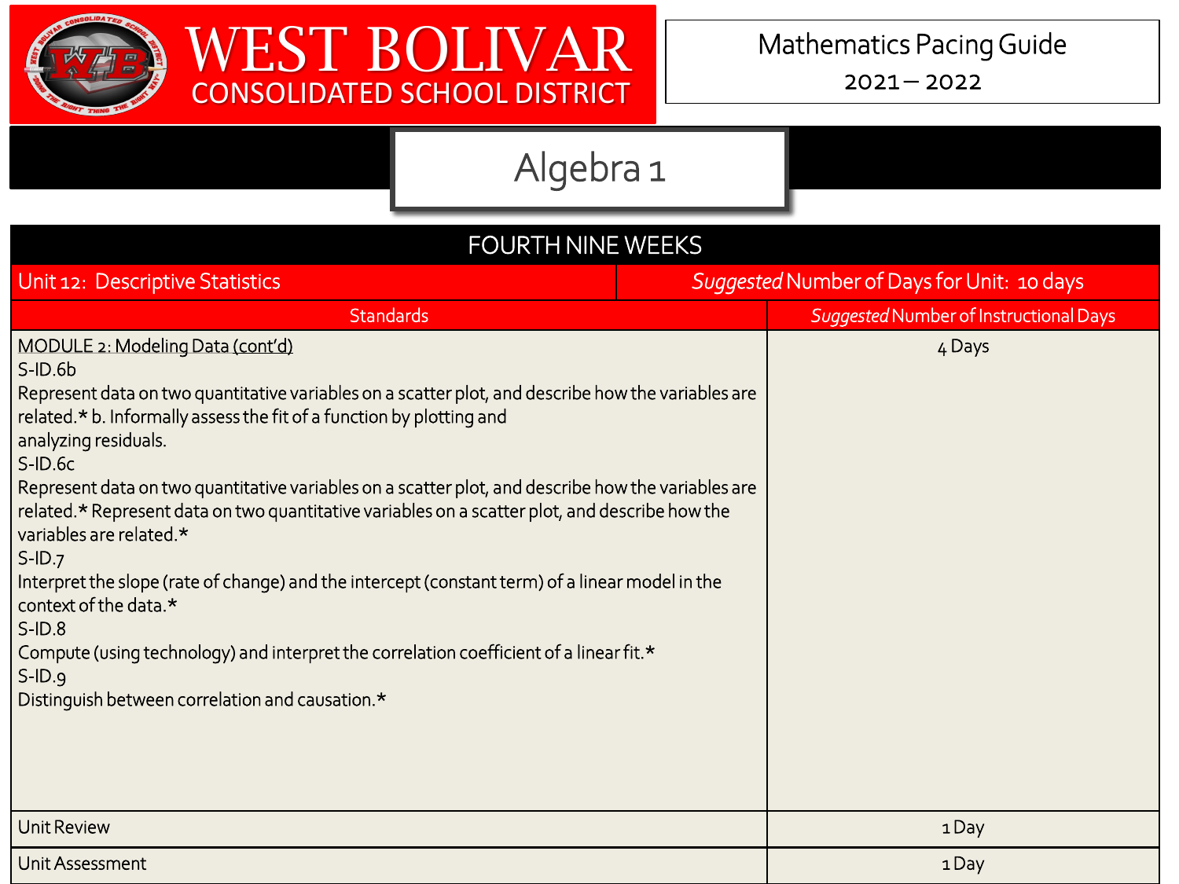# WEST BOLIVAR CONSOLIDATED SCHOOL DISTRICT

Mathematics Pacing Guide
2021 – 2022

## Algebra 1

| FOURTH NINE WEEKS | |
|---|---|
| Unit 12: Descriptive Statistics | *Suggested* Number of Days for Unit: 10 days |
| **Standards** | ***Suggested* Number of Instructional Days** |
| MODULE 2: Modeling Data (cont'd)<br>S-ID.6b<br>Represent data on two quantitative variables on a scatter plot, and describe how the variables are related.* b. Informally assess the fit of a function by plotting and analyzing residuals.<br>S-ID.6c<br>Represent data on two quantitative variables on a scatter plot, and describe how the variables are related.* Represent data on two quantitative variables on a scatter plot, and describe how the variables are related.*<br>S-ID.7<br>Interpret the slope (rate of change) and the intercept (constant term) of a linear model in the context of the data.*<br>S-ID.8<br>Compute (using technology) and interpret the correlation coefficient of a linear fit.*<br>S-ID.9<br>Distinguish between correlation and causation.* | 4 Days |
| Unit Review | 1 Day |
| Unit Assessment | 1 Day |